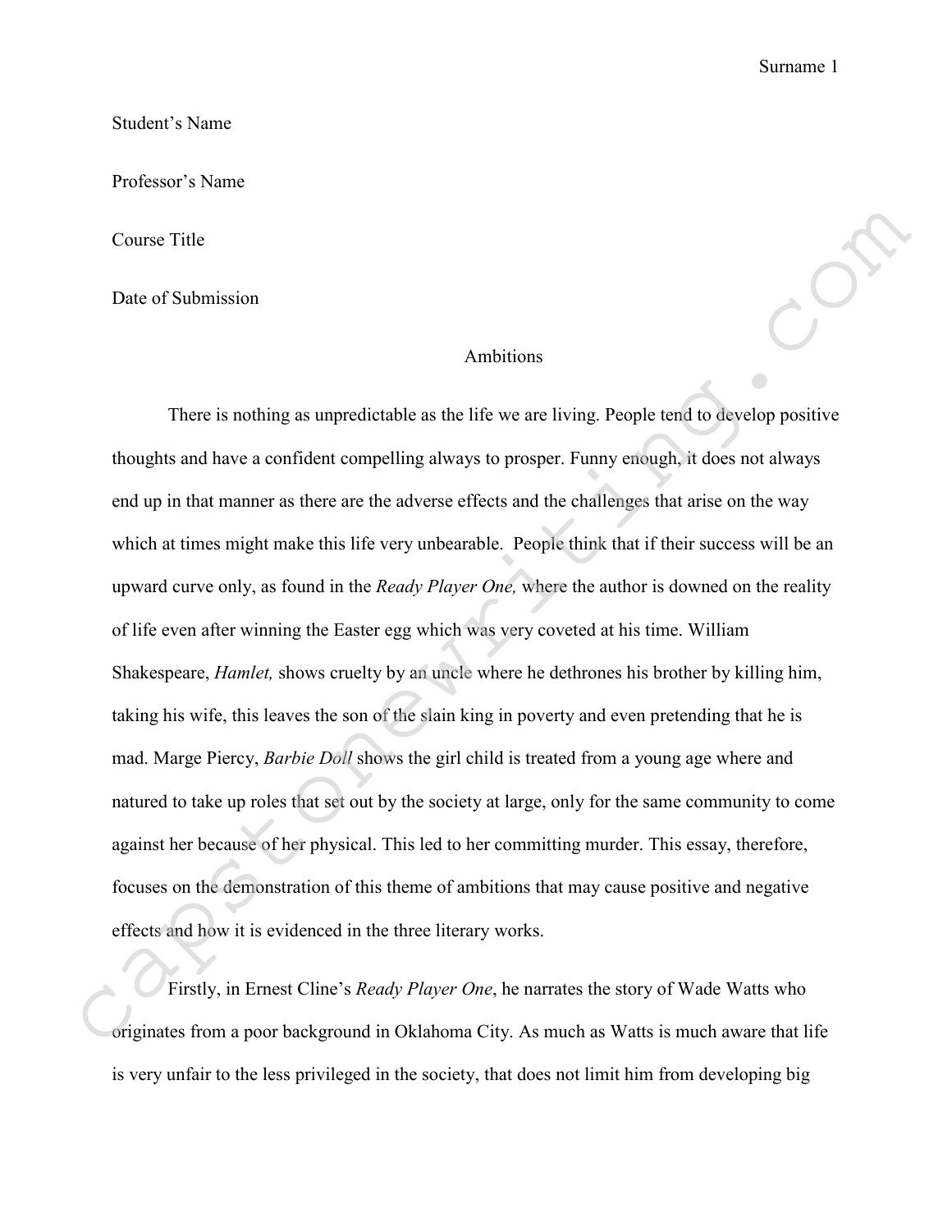Student's Name

Professor's Name

Course Title

Date of Submission

# Ambitions

There is nothing as unpredictable as the life we are living. People tend to develop positive thoughts and have a confident compelling always to prosper. Funny enough, it does not always end up in that manner as there are the adverse effects and the challenges that arise on the way which at times might make this life very unbearable. People think that if their success will be an upward curve only, as found in the *Ready Player One,* where the author is downed on the reality of life even after winning the Easter egg which was very coveted at his time. William Shakespeare, *Hamlet,* shows cruelty by an uncle where he dethrones his brother by killing him, taking his wife, this leaves the son of the slain king in poverty and even pretending that he is mad. Marge Piercy, *Barbie Doll* shows the girl child is treated from a young age where and natured to take up roles that set out by the society at large, only for the same community to come against her because of her physical. This led to her committing murder. This essay, therefore, focuses on the demonstration of this theme of ambitions that may cause positive and negative effects and how it is evidenced in the three literary works.

Firstly, in Ernest Cline's *Ready Player One*, he narrates the story of Wade Watts who originates from a poor background in Oklahoma City. As much as Watts is much aware that life is very unfair to the less privileged in the society, that does not limit him from developing big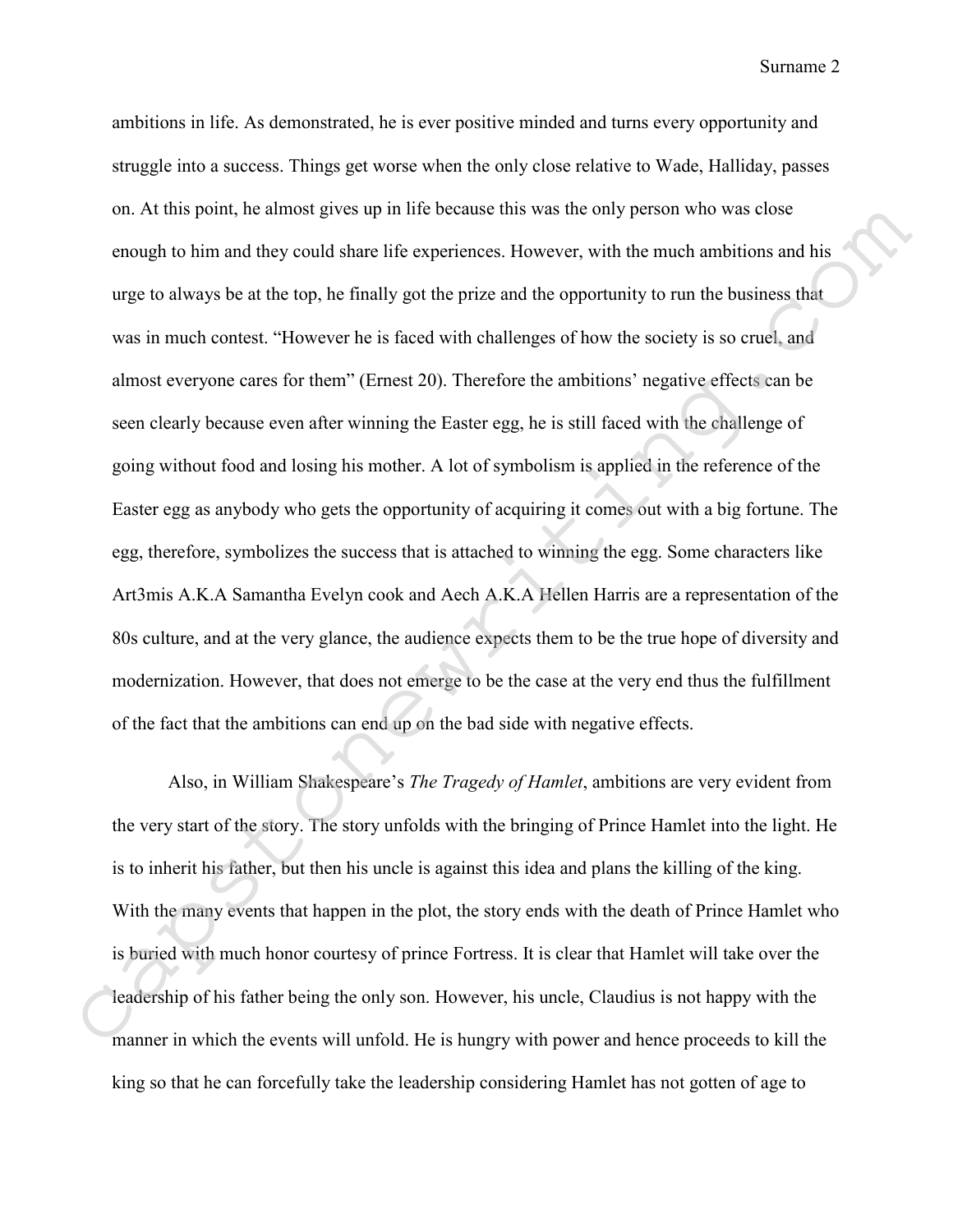ambitions in life. As demonstrated, he is ever positive minded and turns every opportunity and struggle into a success. Things get worse when the only close relative to Wade, Halliday, passes on. At this point, he almost gives up in life because this was the only person who was close enough to him and they could share life experiences. However, with the much ambitions and his urge to always be at the top, he finally got the prize and the opportunity to run the business that was in much contest. "However he is faced with challenges of how the society is so cruel, and almost everyone cares for them" (Ernest 20). Therefore the ambitions' negative effects can be seen clearly because even after winning the Easter egg, he is still faced with the challenge of going without food and losing his mother. A lot of symbolism is applied in the reference of the Easter egg as anybody who gets the opportunity of acquiring it comes out with a big fortune. The egg, therefore, symbolizes the success that is attached to winning the egg. Some characters like Art3mis A.K.A Samantha Evelyn cook and Aech A.K.A Hellen Harris are a representation of the 80s culture, and at the very glance, the audience expects them to be the true hope of diversity and modernization. However, that does not emerge to be the case at the very end thus the fulfillment of the fact that the ambitions can end up on the bad side with negative effects.

Also, in William Shakespeare's *The Tragedy of Hamlet*, ambitions are very evident from the very start of the story. The story unfolds with the bringing of Prince Hamlet into the light. He is to inherit his father, but then his uncle is against this idea and plans the killing of the king. With the many events that happen in the plot, the story ends with the death of Prince Hamlet who is buried with much honor courtesy of prince Fortress. It is clear that Hamlet will take over the leadership of his father being the only son. However, his uncle, Claudius is not happy with the manner in which the events will unfold. He is hungry with power and hence proceeds to kill the king so that he can forcefully take the leadership considering Hamlet has not gotten of age to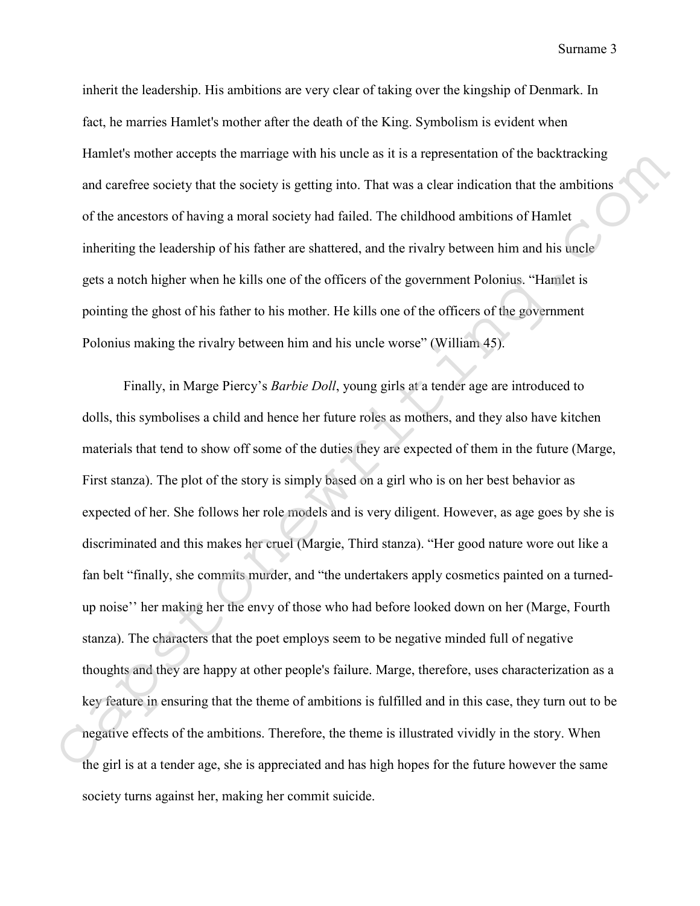inherit the leadership. His ambitions are very clear of taking over the kingship of Denmark. In fact, he marries Hamlet's mother after the death of the King. Symbolism is evident when Hamlet's mother accepts the marriage with his uncle as it is a representation of the backtracking and carefree society that the society is getting into. That was a clear indication that the ambitions of the ancestors of having a moral society had failed. The childhood ambitions of Hamlet inheriting the leadership of his father are shattered, and the rivalry between him and his uncle gets a notch higher when he kills one of the officers of the government Polonius. "Hamlet is pointing the ghost of his father to his mother. He kills one of the officers of the government Polonius making the rivalry between him and his uncle worse" (William 45).

Finally, in Marge Piercy's *Barbie Doll*, young girls at a tender age are introduced to dolls, this symbolises a child and hence her future roles as mothers, and they also have kitchen materials that tend to show off some of the duties they are expected of them in the future (Marge, First stanza). The plot of the story is simply based on a girl who is on her best behavior as expected of her. She follows her role models and is very diligent. However, as age goes by she is discriminated and this makes her cruel (Margie, Third stanza). "Her good nature wore out like a fan belt "finally, she commits murder, and "the undertakers apply cosmetics painted on a turned-up noise'' her making her the envy of those who had before looked down on her (Marge, Fourth stanza). The characters that the poet employs seem to be negative minded full of negative thoughts and they are happy at other people's failure. Marge, therefore, uses characterization as a key feature in ensuring that the theme of ambitions is fulfilled and in this case, they turn out to be negative effects of the ambitions. Therefore, the theme is illustrated vividly in the story. When the girl is at a tender age, she is appreciated and has high hopes for the future however the same society turns against her, making her commit suicide.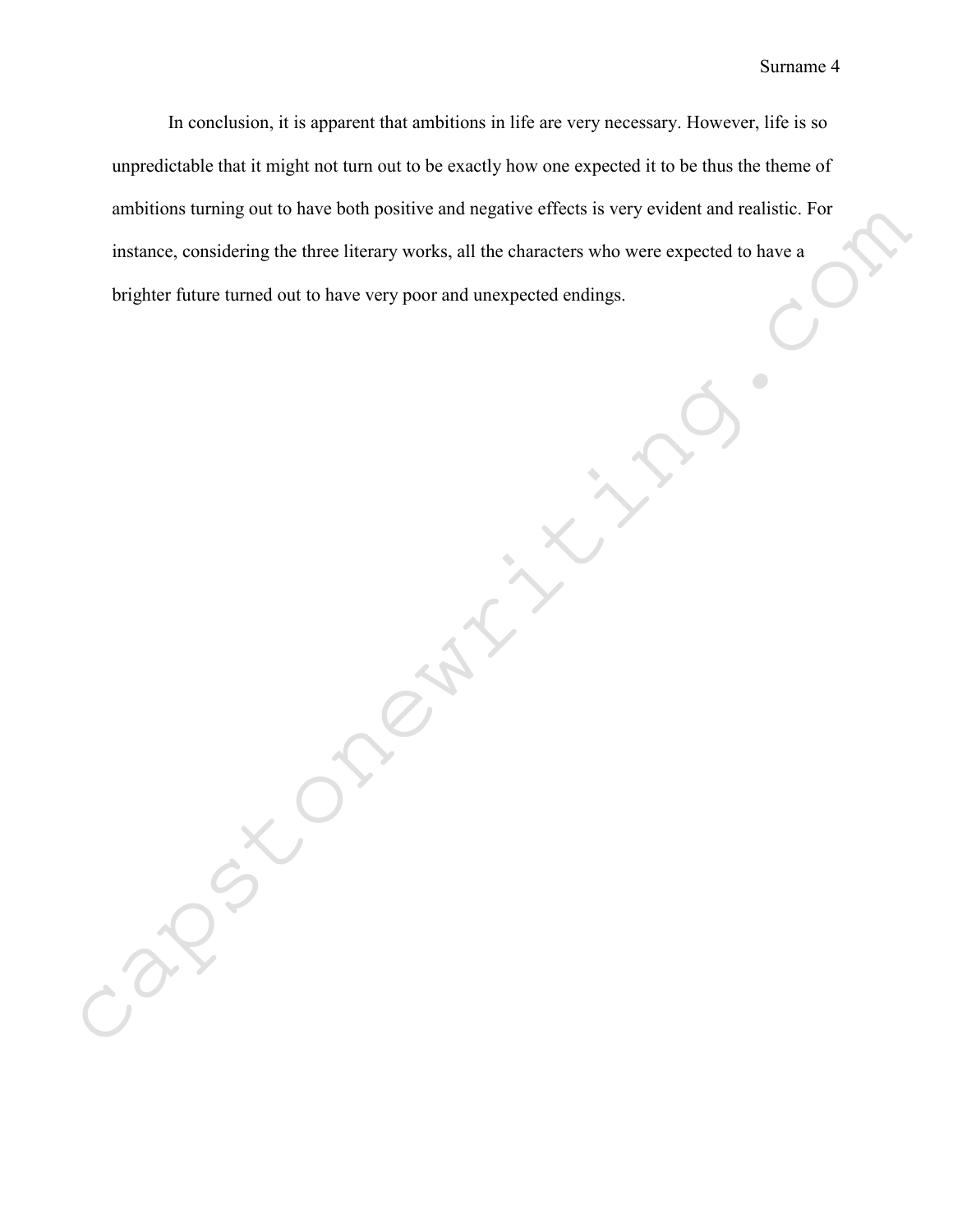In conclusion, it is apparent that ambitions in life are very necessary. However, life is so unpredictable that it might not turn out to be exactly how one expected it to be thus the theme of ambitions turning out to have both positive and negative effects is very evident and realistic. For instance, considering the three literary works, all the characters who were expected to have a brighter future turned out to have very poor and unexpected endings.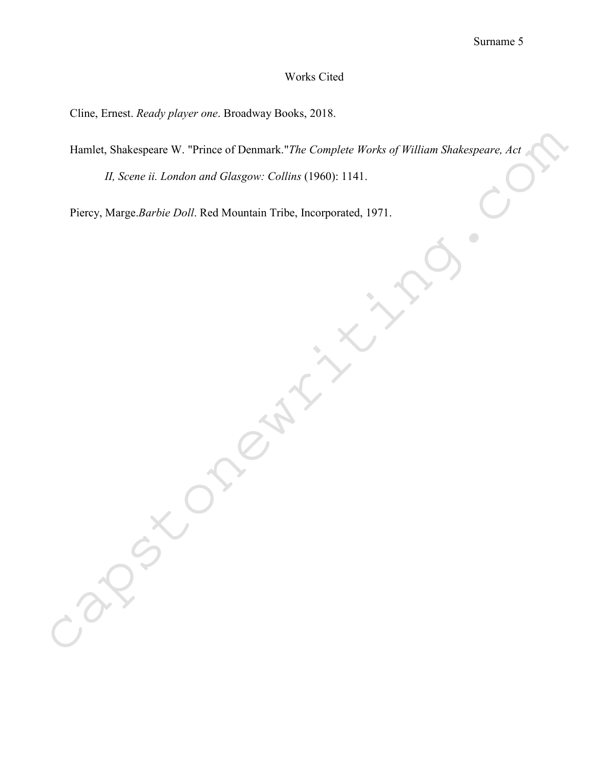# Works Cited

Cline, Ernest. *Ready player one*. Broadway Books, 2018.

Hamlet, Shakespeare W. "Prince of Denmark."*The Complete Works of William Shakespeare, Act II, Scene ii. London and Glasgow: Collins* (1960): 1141.

Piercy, Marge.*Barbie Doll*. Red Mountain Tribe, Incorporated, 1971.